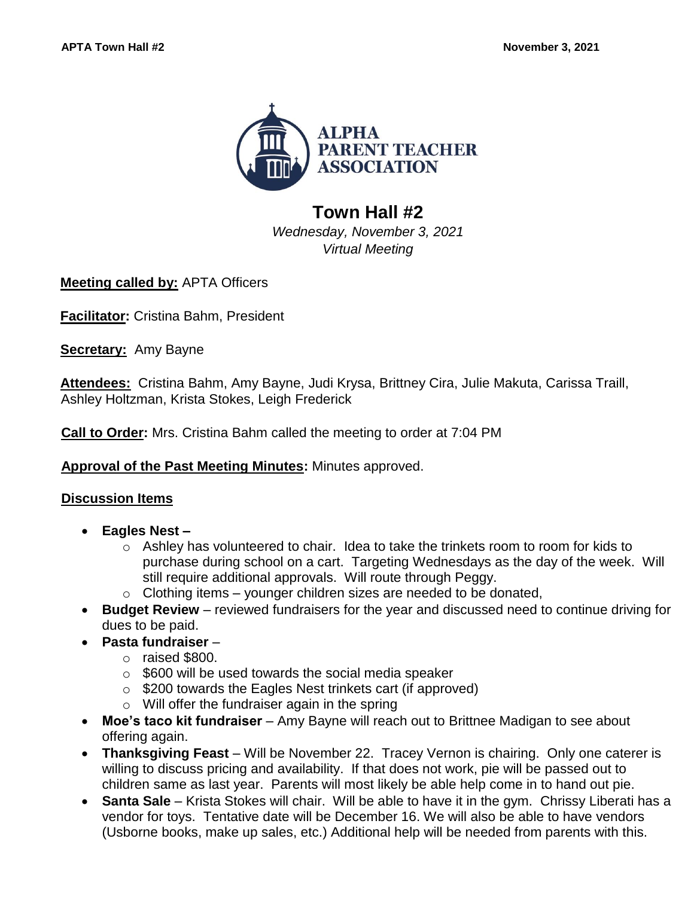**ALPHA PARENT TEACHER ASSOCIATION**

# Town Hall #2

*Wednesday, November 3, 2021*
*Virtual Meeting*

**Meeting called by:** APTA Officers

**Facilitator:** Cristina Bahm, President

**Secretary:** Amy Bayne

**Attendees:** Cristina Bahm, Amy Bayne, Judi Krysa, Brittney Cira, Julie Makuta, Carissa Traill, Ashley Holtzman, Krista Stokes, Leigh Frederick

**Call to Order:** Mrs. Cristina Bahm called the meeting to order at 7:04 PM

**Approval of the Past Meeting Minutes:** Minutes approved.

## Discussion Items

- **Eagles Nest –**
  - Ashley has volunteered to chair. Idea to take the trinkets room to room for kids to purchase during school on a cart. Targeting Wednesdays as the day of the week. Will still require additional approvals. Will route through Peggy.
  - Clothing items – younger children sizes are needed to be donated,
- **Budget Review** – reviewed fundraisers for the year and discussed need to continue driving for dues to be paid.
- **Pasta fundraiser** –
  - raised $800.
  - $600 will be used towards the social media speaker
  - $200 towards the Eagles Nest trinkets cart (if approved)
  - Will offer the fundraiser again in the spring
- **Moe's taco kit fundraiser** – Amy Bayne will reach out to Brittnee Madigan to see about offering again.
- **Thanksgiving Feast** – Will be November 22. Tracey Vernon is chairing. Only one caterer is willing to discuss pricing and availability. If that does not work, pie will be passed out to children same as last year. Parents will most likely be able help come in to hand out pie.
- **Santa Sale** – Krista Stokes will chair. Will be able to have it in the gym. Chrissy Liberati has a vendor for toys. Tentative date will be December 16. We will also be able to have vendors (Usborne books, make up sales, etc.) Additional help will be needed from parents with this.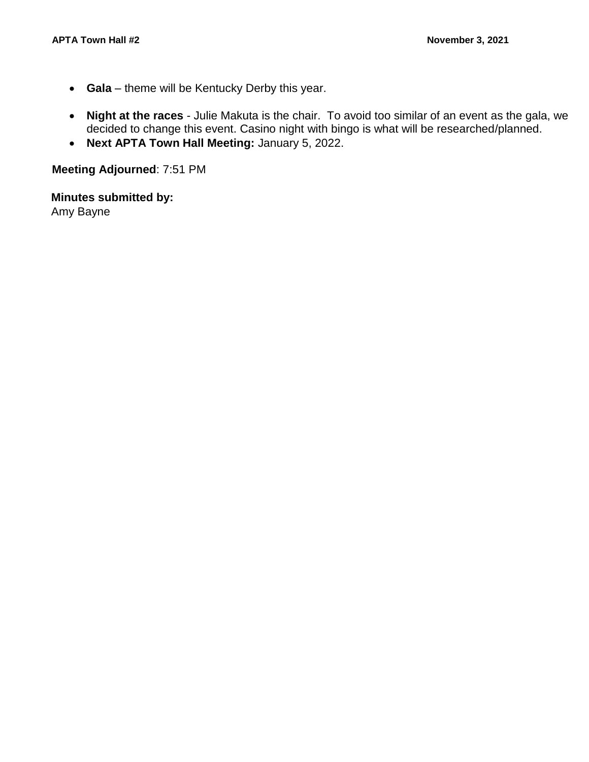- **Gala** – theme will be Kentucky Derby this year.
- **Night at the races** - Julie Makuta is the chair. To avoid too similar of an event as the gala, we decided to change this event. Casino night with bingo is what will be researched/planned.
- **Next APTA Town Hall Meeting:** January 5, 2022.

**Meeting Adjourned**: 7:51 PM

**Minutes submitted by:**
Amy Bayne